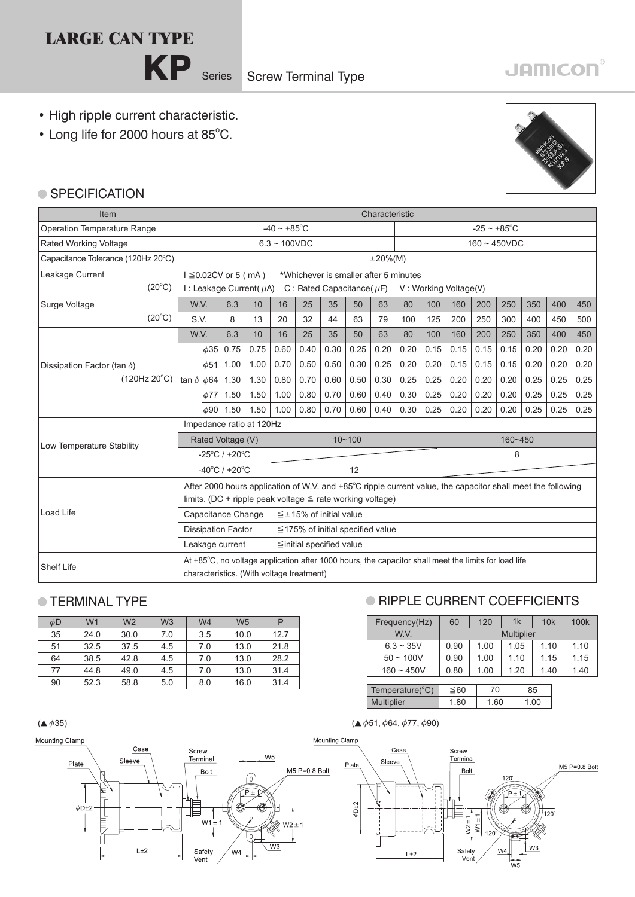# LARGE CAN TYPE

## KP Series Screw Terminal Type

JAMICON

- High ripple current characteristic.
- Long life for 2000 hours at 85°C.

### SPECIFICATION

| Item | Characteristic |
|---|---|
| Operation Temperature Range | -40 ~ +85°C (6.3 ~ 100VDC); -25 ~ +85°C (160 ~ 450VDC) |
| Rated Working Voltage | 6.3 ~ 100VDC; 160 ~ 450VDC |
| Capacitance Tolerance (120Hz 20°C) | ±20%(M) |
| Leakage Current (20°C) | I ≦0.02CV or 5 ( mA ) *Whichever is smaller after 5 minutes<br>I : Leakage Current( μA) C : Rated Capacitance( μF) V : Working Voltage(V) |

**Surge Voltage (20°C)**

| W.V. | 6.3 | 10 | 16 | 25 | 35 | 50 | 63 | 80 | 100 | 160 | 200 | 250 | 350 | 400 | 450 |
|---|---|---|---|---|---|---|---|---|---|---|---|---|---|---|---|
| S.V. | 8 | 13 | 20 | 32 | 44 | 63 | 79 | 100 | 125 | 200 | 250 | 300 | 400 | 450 | 500 |

**Dissipation Factor (tan δ) (120Hz 20°C)**

| W.V. | 6.3 | 10 | 16 | 25 | 35 | 50 | 63 | 80 | 100 | 160 | 200 | 250 | 350 | 400 | 450 |
|---|---|---|---|---|---|---|---|---|---|---|---|---|---|---|---|
| tan δ φ35 | 0.75 | 0.75 | 0.60 | 0.40 | 0.30 | 0.25 | 0.20 | 0.20 | 0.15 | 0.15 | 0.15 | 0.15 | 0.20 | 0.20 | 0.20 |
| tan δ φ51 | 1.00 | 1.00 | 0.70 | 0.50 | 0.50 | 0.30 | 0.25 | 0.20 | 0.20 | 0.15 | 0.15 | 0.15 | 0.20 | 0.20 | 0.20 |
| tan δ φ64 | 1.30 | 1.30 | 0.80 | 0.70 | 0.60 | 0.50 | 0.30 | 0.25 | 0.25 | 0.20 | 0.20 | 0.20 | 0.25 | 0.25 | 0.25 |
| tan δ φ77 | 1.50 | 1.50 | 1.00 | 0.80 | 0.70 | 0.60 | 0.40 | 0.30 | 0.25 | 0.20 | 0.20 | 0.20 | 0.25 | 0.25 | 0.25 |
| tan δ φ90 | 1.50 | 1.50 | 1.00 | 0.80 | 0.70 | 0.60 | 0.40 | 0.30 | 0.25 | 0.20 | 0.20 | 0.20 | 0.25 | 0.25 | 0.25 |

**Low Temperature Stability** — Impedance ratio at 120Hz

| Rated Voltage (V) | 10~100 | 160~450 |
|---|---|---|
| -25°C / +20°C | | 8 |
| -40°C / +20°C | 12 | |

**Load Life**

After 2000 hours application of W.V. and +85°C ripple current value, the capacitor shall meet the following limits. (DC + ripple peak voltage ≦ rate working voltage)

| | |
|---|---|
| Capacitance Change | ≦±15% of initial value |
| Dissipation Factor | ≦175% of initial specified value |
| Leakage current | ≦initial specified value |

**Shelf Life**

At +85°C, no voltage application after 1000 hours, the capacitor shall meet the limits for load life characteristics. (With voltage treatment)

### TERMINAL TYPE

| φD | W1 | W2 | W3 | W4 | W5 | P |
|---|---|---|---|---|---|---|
| 35 | 24.0 | 30.0 | 7.0 | 3.5 | 10.0 | 12.7 |
| 51 | 32.5 | 37.5 | 4.5 | 7.0 | 13.0 | 21.8 |
| 64 | 38.5 | 42.8 | 4.5 | 7.0 | 13.0 | 28.2 |
| 77 | 44.8 | 49.0 | 4.5 | 7.0 | 13.0 | 31.4 |
| 90 | 52.3 | 58.8 | 5.0 | 8.0 | 16.0 | 31.4 |

### RIPPLE CURRENT COEFFICIENTS

| Frequency(Hz) | 60 | 120 | 1k | 10k | 100k |
|---|---|---|---|---|---|
| W.V. | Multiplier | | | | |
| 6.3 ~ 35V | 0.90 | 1.00 | 1.05 | 1.10 | 1.10 |
| 50 ~ 100V | 0.90 | 1.00 | 1.10 | 1.15 | 1.15 |
| 160 ~ 450V | 0.80 | 1.00 | 1.20 | 1.40 | 1.40 |

| Temperature(°C) | ≦60 | 70 | 85 |
|---|---|---|---|
| Multiplier | 1.80 | 1.60 | 1.00 |

(▲φ35)

Mounting Clamp, Plate, Case, Sleeve, Screw Terminal, Bolt, M5 P=0.8 Bolt, φD±2, L±2, P±1, W1±1, W2±1, W3, W4, W5, Safety Vent

(▲φ51, φ64, φ77, φ90)

Mounting Clamp, Plate, Case, Sleeve, Screw Terminal, Bolt, M5 P=0.8 Bolt, φD±2, L±2, P±1, W1±1, W2±1, W3, W4, W5, 120°, Safety Vent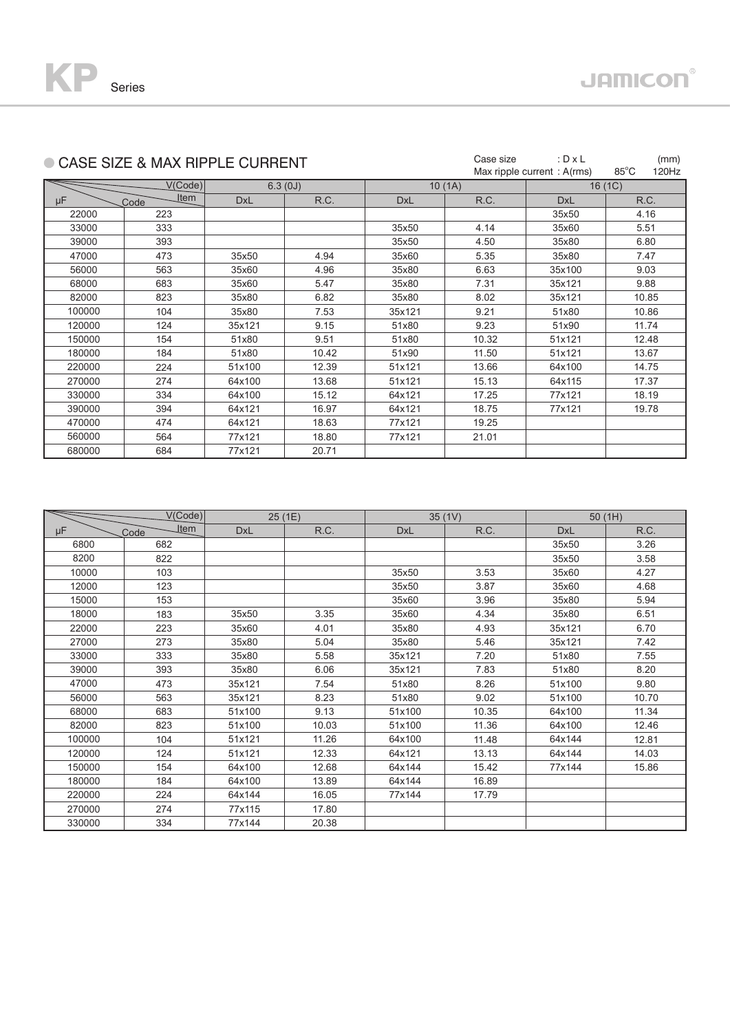## CASE SIZE & MAX RIPPLE CURRENT

Case size : D x L (mm)
Max ripple current : A(rms) 85°C 120Hz

| μF | V(Code) Item / Code | 6.3 (0J) | | 10 (1A) | | 16 (1C) | |
|---|---|---|---|---|---|---|---|
| | | DxL | R.C. | DxL | R.C. | DxL | R.C. |
| 22000 | 223 | | | | | 35x50 | 4.16 |
| 33000 | 333 | | | 35x50 | 4.14 | 35x60 | 5.51 |
| 39000 | 393 | | | 35x50 | 4.50 | 35x80 | 6.80 |
| 47000 | 473 | 35x50 | 4.94 | 35x60 | 5.35 | 35x80 | 7.47 |
| 56000 | 563 | 35x60 | 4.96 | 35x80 | 6.63 | 35x100 | 9.03 |
| 68000 | 683 | 35x60 | 5.47 | 35x80 | 7.31 | 35x121 | 9.88 |
| 82000 | 823 | 35x80 | 6.82 | 35x80 | 8.02 | 35x121 | 10.85 |
| 100000 | 104 | 35x80 | 7.53 | 35x121 | 9.21 | 51x80 | 10.86 |
| 120000 | 124 | 35x121 | 9.15 | 51x80 | 9.23 | 51x90 | 11.74 |
| 150000 | 154 | 51x80 | 9.51 | 51x80 | 10.32 | 51x121 | 12.48 |
| 180000 | 184 | 51x80 | 10.42 | 51x90 | 11.50 | 51x121 | 13.67 |
| 220000 | 224 | 51x100 | 12.39 | 51x121 | 13.66 | 64x100 | 14.75 |
| 270000 | 274 | 64x100 | 13.68 | 51x121 | 15.13 | 64x115 | 17.37 |
| 330000 | 334 | 64x100 | 15.12 | 64x121 | 17.25 | 77x121 | 18.19 |
| 390000 | 394 | 64x121 | 16.97 | 64x121 | 18.75 | 77x121 | 19.78 |
| 470000 | 474 | 64x121 | 18.63 | 77x121 | 19.25 | | |
| 560000 | 564 | 77x121 | 18.80 | 77x121 | 21.01 | | |
| 680000 | 684 | 77x121 | 20.71 | | | | |

| μF | V(Code) Item / Code | 25 (1E) | | 35 (1V) | | 50 (1H) | |
|---|---|---|---|---|---|---|---|
| | | DxL | R.C. | DxL | R.C. | DxL | R.C. |
| 6800 | 682 | | | | | 35x50 | 3.26 |
| 8200 | 822 | | | | | 35x50 | 3.58 |
| 10000 | 103 | | | 35x50 | 3.53 | 35x60 | 4.27 |
| 12000 | 123 | | | 35x50 | 3.87 | 35x60 | 4.68 |
| 15000 | 153 | | | 35x60 | 3.96 | 35x80 | 5.94 |
| 18000 | 183 | 35x50 | 3.35 | 35x60 | 4.34 | 35x80 | 6.51 |
| 22000 | 223 | 35x60 | 4.01 | 35x80 | 4.93 | 35x121 | 6.70 |
| 27000 | 273 | 35x80 | 5.04 | 35x80 | 5.46 | 35x121 | 7.42 |
| 33000 | 333 | 35x80 | 5.58 | 35x121 | 7.20 | 51x80 | 7.55 |
| 39000 | 393 | 35x80 | 6.06 | 35x121 | 7.83 | 51x80 | 8.20 |
| 47000 | 473 | 35x121 | 7.54 | 51x80 | 8.26 | 51x100 | 9.80 |
| 56000 | 563 | 35x121 | 8.23 | 51x80 | 9.02 | 51x100 | 10.70 |
| 68000 | 683 | 51x100 | 9.13 | 51x100 | 10.35 | 64x100 | 11.34 |
| 82000 | 823 | 51x100 | 10.03 | 51x100 | 11.36 | 64x100 | 12.46 |
| 100000 | 104 | 51x121 | 11.26 | 64x100 | 11.48 | 64x144 | 12.81 |
| 120000 | 124 | 51x121 | 12.33 | 64x121 | 13.13 | 64x144 | 14.03 |
| 150000 | 154 | 64x100 | 12.68 | 64x144 | 15.42 | 77x144 | 15.86 |
| 180000 | 184 | 64x100 | 13.89 | 64x144 | 16.89 | | |
| 220000 | 224 | 64x144 | 16.05 | 77x144 | 17.79 | | |
| 270000 | 274 | 77x115 | 17.80 | | | | |
| 330000 | 334 | 77x144 | 20.38 | | | | |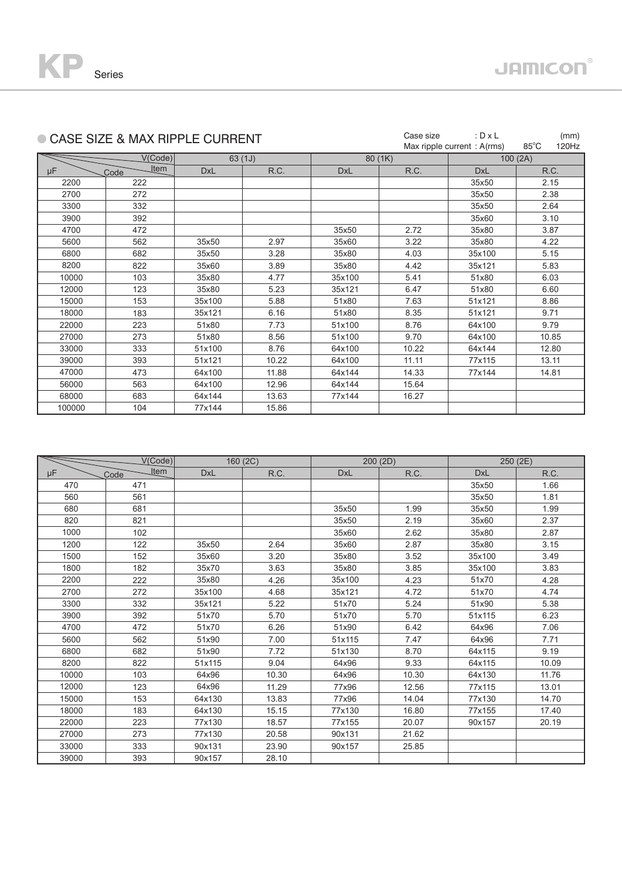# KP Series

## CASE SIZE & MAX RIPPLE CURRENT

Case size : D x L (mm)
Max ripple current : A(rms) 85℃ 120Hz

| V(Code) | | 63 (1J) | | 80 (1K) | | 100 (2A) | |
|---|---|---|---|---|---|---|---|
| μF | Code / Item | DxL | R.C. | DxL | R.C. | DxL | R.C. |
| 2200 | 222 | | | | | 35x50 | 2.15 |
| 2700 | 272 | | | | | 35x50 | 2.38 |
| 3300 | 332 | | | | | 35x50 | 2.64 |
| 3900 | 392 | | | | | 35x60 | 3.10 |
| 4700 | 472 | | | 35x50 | 2.72 | 35x80 | 3.87 |
| 5600 | 562 | 35x50 | 2.97 | 35x60 | 3.22 | 35x80 | 4.22 |
| 6800 | 682 | 35x50 | 3.28 | 35x80 | 4.03 | 35x100 | 5.15 |
| 8200 | 822 | 35x60 | 3.89 | 35x80 | 4.42 | 35x121 | 5.83 |
| 10000 | 103 | 35x80 | 4.77 | 35x100 | 5.41 | 51x80 | 6.03 |
| 12000 | 123 | 35x80 | 5.23 | 35x121 | 6.47 | 51x80 | 6.60 |
| 15000 | 153 | 35x100 | 5.88 | 51x80 | 7.63 | 51x121 | 8.86 |
| 18000 | 183 | 35x121 | 6.16 | 51x80 | 8.35 | 51x121 | 9.71 |
| 22000 | 223 | 51x80 | 7.73 | 51x100 | 8.76 | 64x100 | 9.79 |
| 27000 | 273 | 51x80 | 8.56 | 51x100 | 9.70 | 64x100 | 10.85 |
| 33000 | 333 | 51x100 | 8.76 | 64x100 | 10.22 | 64x144 | 12.80 |
| 39000 | 393 | 51x121 | 10.22 | 64x100 | 11.11 | 77x115 | 13.11 |
| 47000 | 473 | 64x100 | 11.88 | 64x144 | 14.33 | 77x144 | 14.81 |
| 56000 | 563 | 64x100 | 12.96 | 64x144 | 15.64 | | |
| 68000 | 683 | 64x144 | 13.63 | 77x144 | 16.27 | | |
| 100000 | 104 | 77x144 | 15.86 | | | | |

| V(Code) | | 160 (2C) | | 200 (2D) | | 250 (2E) | |
|---|---|---|---|---|---|---|---|
| μF | Code / Item | DxL | R.C. | DxL | R.C. | DxL | R.C. |
| 470 | 471 | | | | | 35x50 | 1.66 |
| 560 | 561 | | | | | 35x50 | 1.81 |
| 680 | 681 | | | 35x50 | 1.99 | 35x50 | 1.99 |
| 820 | 821 | | | 35x50 | 2.19 | 35x60 | 2.37 |
| 1000 | 102 | | | 35x60 | 2.62 | 35x80 | 2.87 |
| 1200 | 122 | 35x50 | 2.64 | 35x60 | 2.87 | 35x80 | 3.15 |
| 1500 | 152 | 35x60 | 3.20 | 35x80 | 3.52 | 35x100 | 3.49 |
| 1800 | 182 | 35x70 | 3.63 | 35x80 | 3.85 | 35x100 | 3.83 |
| 2200 | 222 | 35x80 | 4.26 | 35x100 | 4.23 | 51x70 | 4.28 |
| 2700 | 272 | 35x100 | 4.68 | 35x121 | 4.72 | 51x70 | 4.74 |
| 3300 | 332 | 35x121 | 5.22 | 51x70 | 5.24 | 51x90 | 5.38 |
| 3900 | 392 | 51x70 | 5.70 | 51x70 | 5.70 | 51x115 | 6.23 |
| 4700 | 472 | 51x70 | 6.26 | 51x90 | 6.42 | 64x96 | 7.06 |
| 5600 | 562 | 51x90 | 7.00 | 51x115 | 7.47 | 64x96 | 7.71 |
| 6800 | 682 | 51x90 | 7.72 | 51x130 | 8.70 | 64x115 | 9.19 |
| 8200 | 822 | 51x115 | 9.04 | 64x96 | 9.33 | 64x115 | 10.09 |
| 10000 | 103 | 64x96 | 10.30 | 64x96 | 10.30 | 64x130 | 11.76 |
| 12000 | 123 | 64x96 | 11.29 | 77x96 | 12.56 | 77x115 | 13.01 |
| 15000 | 153 | 64x130 | 13.83 | 77x96 | 14.04 | 77x130 | 14.70 |
| 18000 | 183 | 64x130 | 15.15 | 77x130 | 16.80 | 77x155 | 17.40 |
| 22000 | 223 | 77x130 | 18.57 | 77x155 | 20.07 | 90x157 | 20.19 |
| 27000 | 273 | 77x130 | 20.58 | 90x131 | 21.62 | | |
| 33000 | 333 | 90x131 | 23.90 | 90x157 | 25.85 | | |
| 39000 | 393 | 90x157 | 28.10 | | | | |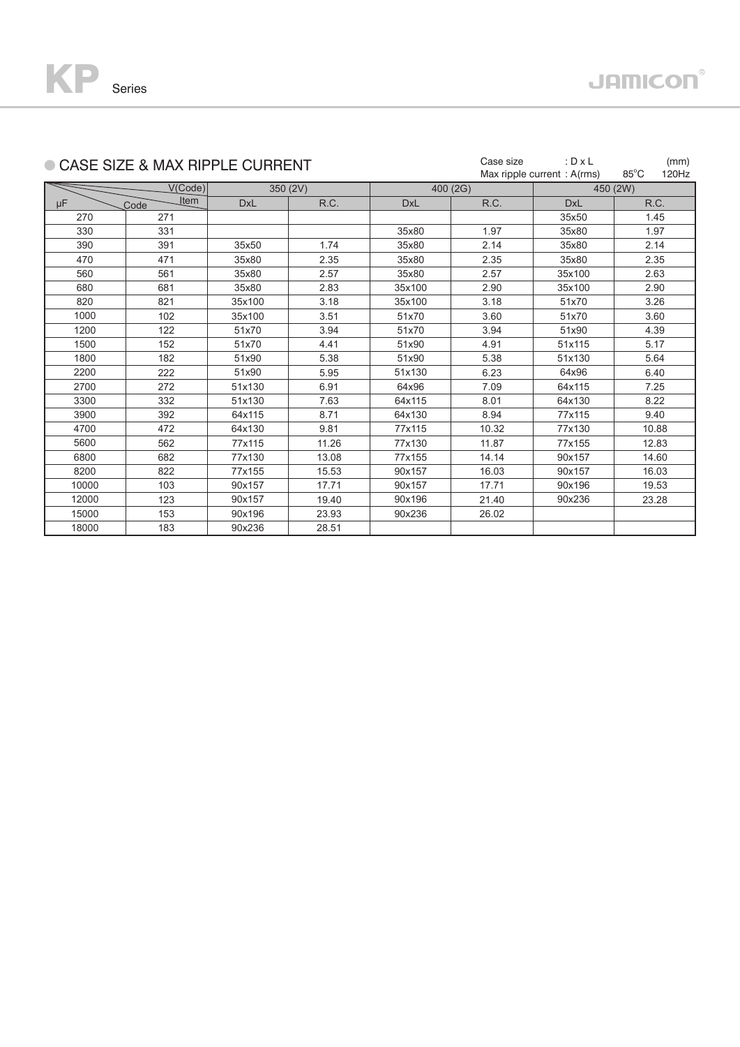# KP Series

## CASE SIZE & MAX RIPPLE CURRENT

Case size : D x L (mm)
Max ripple current : A(rms) 85°C 120Hz

| μF | V(Code) / Code / Item | 350 (2V) | | 400 (2G) | | 450 (2W) | |
|---|---|---|---|---|---|---|---|
| | | DxL | R.C. | DxL | R.C. | DxL | R.C. |
| 270 | 271 | | | | | 35x50 | 1.45 |
| 330 | 331 | | | 35x80 | 1.97 | 35x80 | 1.97 |
| 390 | 391 | 35x50 | 1.74 | 35x80 | 2.14 | 35x80 | 2.14 |
| 470 | 471 | 35x80 | 2.35 | 35x80 | 2.35 | 35x80 | 2.35 |
| 560 | 561 | 35x80 | 2.57 | 35x80 | 2.57 | 35x100 | 2.63 |
| 680 | 681 | 35x80 | 2.83 | 35x100 | 2.90 | 35x100 | 2.90 |
| 820 | 821 | 35x100 | 3.18 | 35x100 | 3.18 | 51x70 | 3.26 |
| 1000 | 102 | 35x100 | 3.51 | 51x70 | 3.60 | 51x70 | 3.60 |
| 1200 | 122 | 51x70 | 3.94 | 51x70 | 3.94 | 51x90 | 4.39 |
| 1500 | 152 | 51x70 | 4.41 | 51x90 | 4.91 | 51x115 | 5.17 |
| 1800 | 182 | 51x90 | 5.38 | 51x90 | 5.38 | 51x130 | 5.64 |
| 2200 | 222 | 51x90 | 5.95 | 51x130 | 6.23 | 64x96 | 6.40 |
| 2700 | 272 | 51x130 | 6.91 | 64x96 | 7.09 | 64x115 | 7.25 |
| 3300 | 332 | 51x130 | 7.63 | 64x115 | 8.01 | 64x130 | 8.22 |
| 3900 | 392 | 64x115 | 8.71 | 64x130 | 8.94 | 77x115 | 9.40 |
| 4700 | 472 | 64x130 | 9.81 | 77x115 | 10.32 | 77x130 | 10.88 |
| 5600 | 562 | 77x115 | 11.26 | 77x130 | 11.87 | 77x155 | 12.83 |
| 6800 | 682 | 77x130 | 13.08 | 77x155 | 14.14 | 90x157 | 14.60 |
| 8200 | 822 | 77x155 | 15.53 | 90x157 | 16.03 | 90x157 | 16.03 |
| 10000 | 103 | 90x157 | 17.71 | 90x157 | 17.71 | 90x196 | 19.53 |
| 12000 | 123 | 90x157 | 19.40 | 90x196 | 21.40 | 90x236 | 23.28 |
| 15000 | 153 | 90x196 | 23.93 | 90x236 | 26.02 | | |
| 18000 | 183 | 90x236 | 28.51 | | | | |